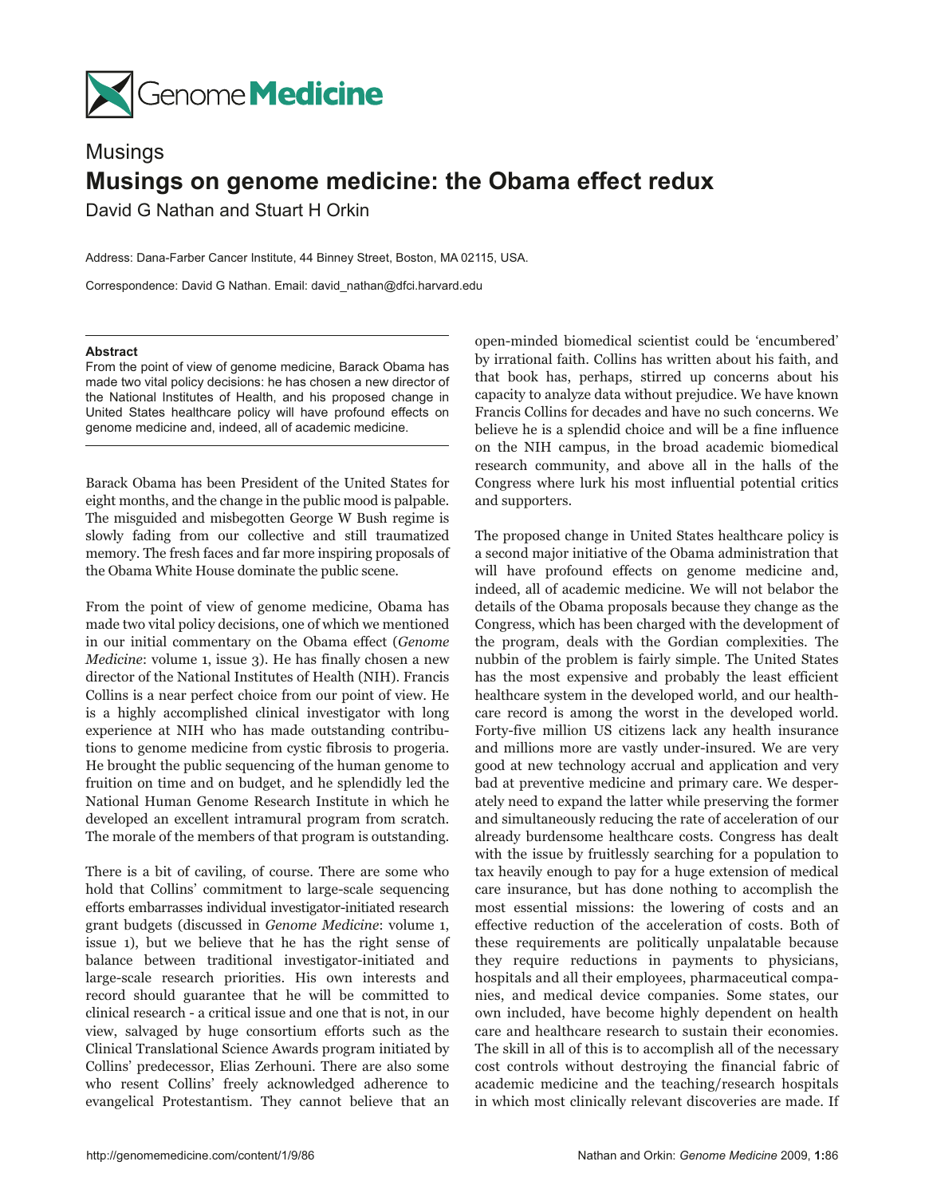Musings

# Musings on genome medicine: the Obama effect redux

David G Nathan and Stuart H Orkin

Address: Dana-Farber Cancer Institute, 44 Binney Street, Boston, MA 02115, USA.

Correspondence: David G Nathan. Email: david_nathan@dfci.harvard.edu

**Abstract**

From the point of view of genome medicine, Barack Obama has made two vital policy decisions: he has chosen a new director of the National Institutes of Health, and his proposed change in United States healthcare policy will have profound effects on genome medicine and, indeed, all of academic medicine.

Barack Obama has been President of the United States for eight months, and the change in the public mood is palpable. The misguided and misbegotten George W Bush regime is slowly fading from our collective and still traumatized memory. The fresh faces and far more inspiring proposals of the Obama White House dominate the public scene.

From the point of view of genome medicine, Obama has made two vital policy decisions, one of which we mentioned in our initial commentary on the Obama effect (*Genome Medicine*: volume 1, issue 3). He has finally chosen a new director of the National Institutes of Health (NIH). Francis Collins is a near perfect choice from our point of view. He is a highly accomplished clinical investigator with long experience at NIH who has made outstanding contributions to genome medicine from cystic fibrosis to progeria. He brought the public sequencing of the human genome to fruition on time and on budget, and he splendidly led the National Human Genome Research Institute in which he developed an excellent intramural program from scratch. The morale of the members of that program is outstanding.

There is a bit of caviling, of course. There are some who hold that Collins' commitment to large-scale sequencing efforts embarrasses individual investigator-initiated research grant budgets (discussed in *Genome Medicine*: volume 1, issue 1), but we believe that he has the right sense of balance between traditional investigator-initiated and large-scale research priorities. His own interests and record should guarantee that he will be committed to clinical research - a critical issue and one that is not, in our view, salvaged by huge consortium efforts such as the Clinical Translational Science Awards program initiated by Collins' predecessor, Elias Zerhouni. There are also some who resent Collins' freely acknowledged adherence to evangelical Protestantism. They cannot believe that an open-minded biomedical scientist could be 'encumbered' by irrational faith. Collins has written about his faith, and that book has, perhaps, stirred up concerns about his capacity to analyze data without prejudice. We have known Francis Collins for decades and have no such concerns. We believe he is a splendid choice and will be a fine influence on the NIH campus, in the broad academic biomedical research community, and above all in the halls of the Congress where lurk his most influential potential critics and supporters.

The proposed change in United States healthcare policy is a second major initiative of the Obama administration that will have profound effects on genome medicine and, indeed, all of academic medicine. We will not belabor the details of the Obama proposals because they change as the Congress, which has been charged with the development of the program, deals with the Gordian complexities. The nubbin of the problem is fairly simple. The United States has the most expensive and probably the least efficient healthcare system in the developed world, and our healthcare record is among the worst in the developed world. Forty-five million US citizens lack any health insurance and millions more are vastly under-insured. We are very good at new technology accrual and application and very bad at preventive medicine and primary care. We desperately need to expand the latter while preserving the former and simultaneously reducing the rate of acceleration of our already burdensome healthcare costs. Congress has dealt with the issue by fruitlessly searching for a population to tax heavily enough to pay for a huge extension of medical care insurance, but has done nothing to accomplish the most essential missions: the lowering of costs and an effective reduction of the acceleration of costs. Both of these requirements are politically unpalatable because they require reductions in payments to physicians, hospitals and all their employees, pharmaceutical companies, and medical device companies. Some states, our own included, have become highly dependent on health care and healthcare research to sustain their economies. The skill in all of this is to accomplish all of the necessary cost controls without destroying the financial fabric of academic medicine and the teaching/research hospitals in which most clinically relevant discoveries are made. If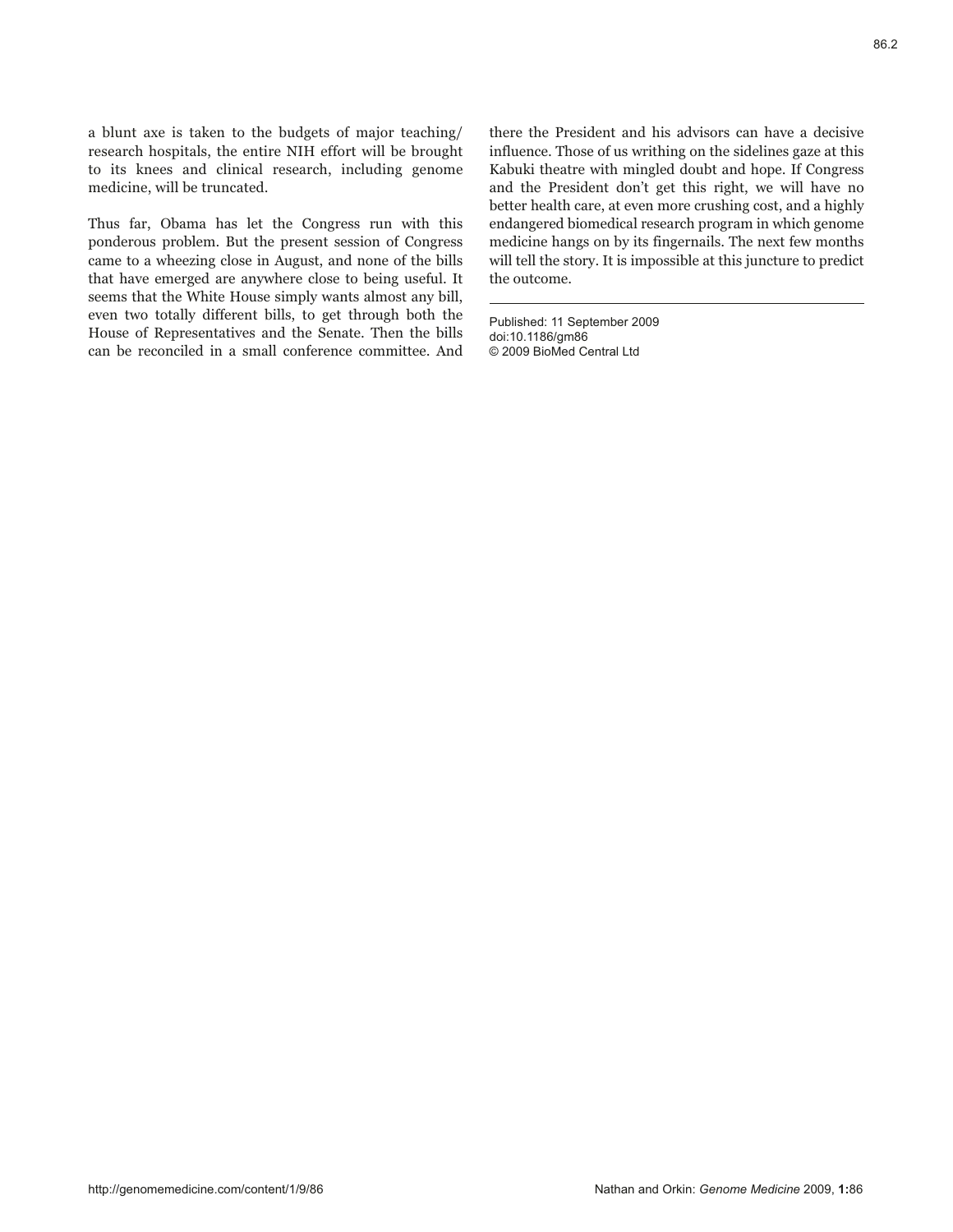a blunt axe is taken to the budgets of major teaching/research hospitals, the entire NIH effort will be brought to its knees and clinical research, including genome medicine, will be truncated.

Thus far, Obama has let the Congress run with this ponderous problem. But the present session of Congress came to a wheezing close in August, and none of the bills that have emerged are anywhere close to being useful. It seems that the White House simply wants almost any bill, even two totally different bills, to get through both the House of Representatives and the Senate. Then the bills can be reconciled in a small conference committee. And there the President and his advisors can have a decisive influence. Those of us writhing on the sidelines gaze at this Kabuki theatre with mingled doubt and hope. If Congress and the President don't get this right, we will have no better health care, at even more crushing cost, and a highly endangered biomedical research program in which genome medicine hangs on by its fingernails. The next few months will tell the story. It is impossible at this juncture to predict the outcome.

---

Published: 11 September 2009
doi:10.1186/gm86
© 2009 BioMed Central Ltd